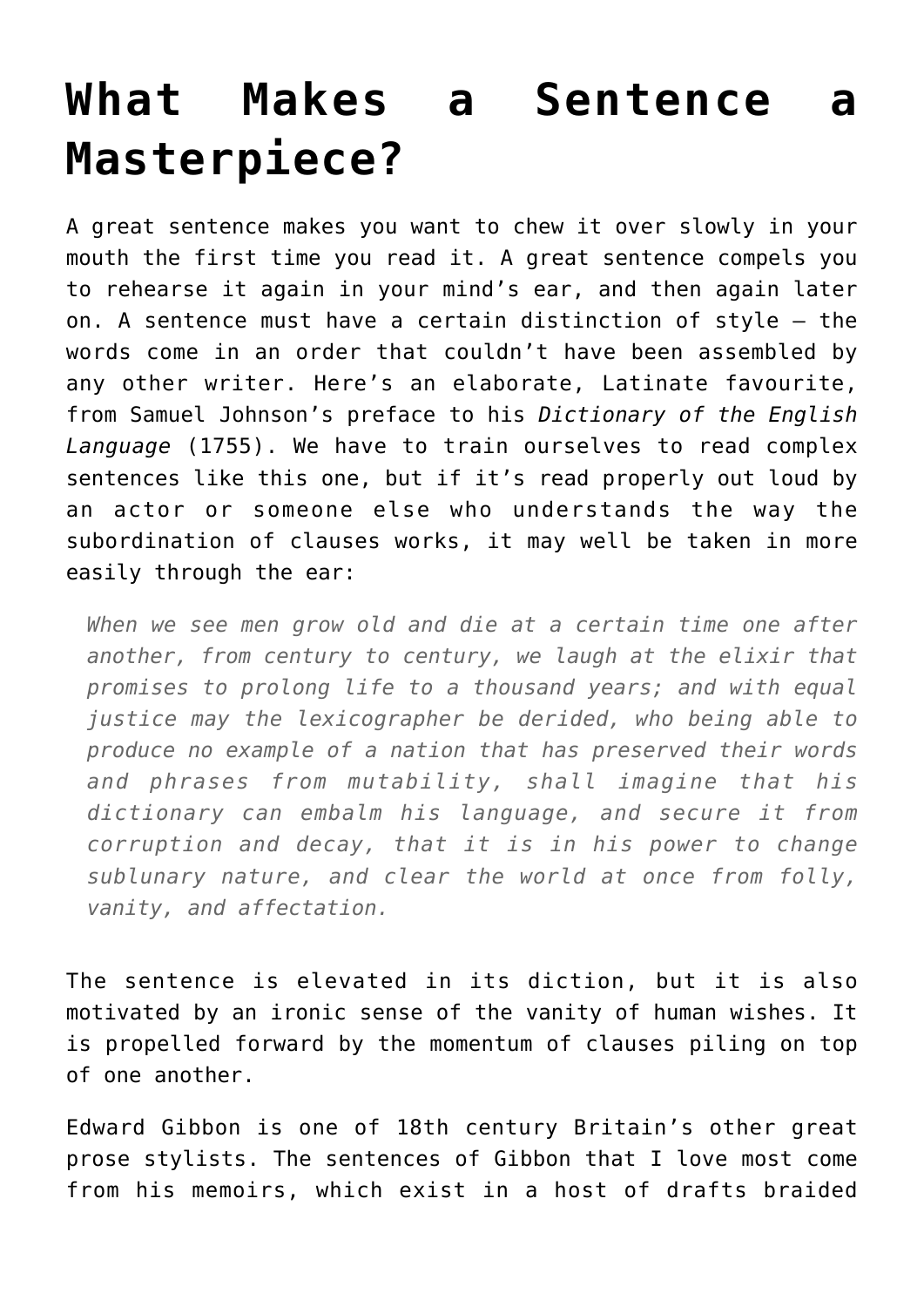# What Makes a Sentence a Masterpiece?

A great sentence makes you want to chew it over slowly in your mouth the first time you read it. A great sentence compels you to rehearse it again in your mind's ear, and then again later on. A sentence must have a certain distinction of style – the words come in an order that couldn't have been assembled by any other writer. Here's an elaborate, Latinate favourite, from Samuel Johnson's preface to his *Dictionary of the English Language* (1755). We have to train ourselves to read complex sentences like this one, but if it's read properly out loud by an actor or someone else who understands the way the subordination of clauses works, it may well be taken in more easily through the ear:

> *When we see men grow old and die at a certain time one after another, from century to century, we laugh at the elixir that promises to prolong life to a thousand years; and with equal justice may the lexicographer be derided, who being able to produce no example of a nation that has preserved their words and phrases from mutability, shall imagine that his dictionary can embalm his language, and secure it from corruption and decay, that it is in his power to change sublunary nature, and clear the world at once from folly, vanity, and affectation.*

The sentence is elevated in its diction, but it is also motivated by an ironic sense of the vanity of human wishes. It is propelled forward by the momentum of clauses piling on top of one another.

Edward Gibbon is one of 18th century Britain's other great prose stylists. The sentences of Gibbon that I love most come from his memoirs, which exist in a host of drafts braided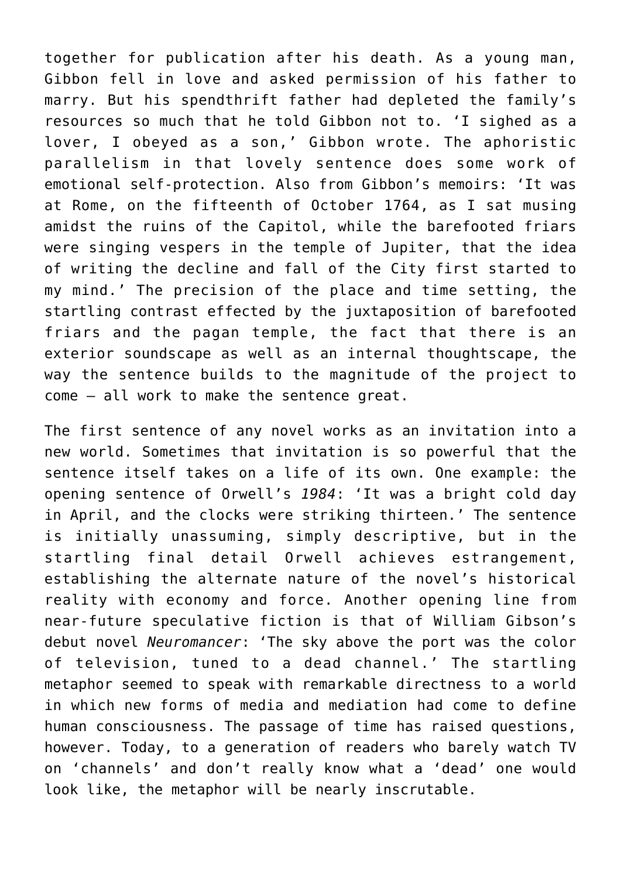together for publication after his death. As a young man, Gibbon fell in love and asked permission of his father to marry. But his spendthrift father had depleted the family's resources so much that he told Gibbon not to. 'I sighed as a lover, I obeyed as a son,' Gibbon wrote. The aphoristic parallelism in that lovely sentence does some work of emotional self-protection. Also from Gibbon's memoirs: 'It was at Rome, on the fifteenth of October 1764, as I sat musing amidst the ruins of the Capitol, while the barefooted friars were singing vespers in the temple of Jupiter, that the idea of writing the decline and fall of the City first started to my mind.' The precision of the place and time setting, the startling contrast effected by the juxtaposition of barefooted friars and the pagan temple, the fact that there is an exterior soundscape as well as an internal thoughtscape, the way the sentence builds to the magnitude of the project to come – all work to make the sentence great.

The first sentence of any novel works as an invitation into a new world. Sometimes that invitation is so powerful that the sentence itself takes on a life of its own. One example: the opening sentence of Orwell's *1984*: 'It was a bright cold day in April, and the clocks were striking thirteen.' The sentence is initially unassuming, simply descriptive, but in the startling final detail Orwell achieves estrangement, establishing the alternate nature of the novel's historical reality with economy and force. Another opening line from near-future speculative fiction is that of William Gibson's debut novel *Neuromancer*: 'The sky above the port was the color of television, tuned to a dead channel.' The startling metaphor seemed to speak with remarkable directness to a world in which new forms of media and mediation had come to define human consciousness. The passage of time has raised questions, however. Today, to a generation of readers who barely watch TV on 'channels' and don't really know what a 'dead' one would look like, the metaphor will be nearly inscrutable.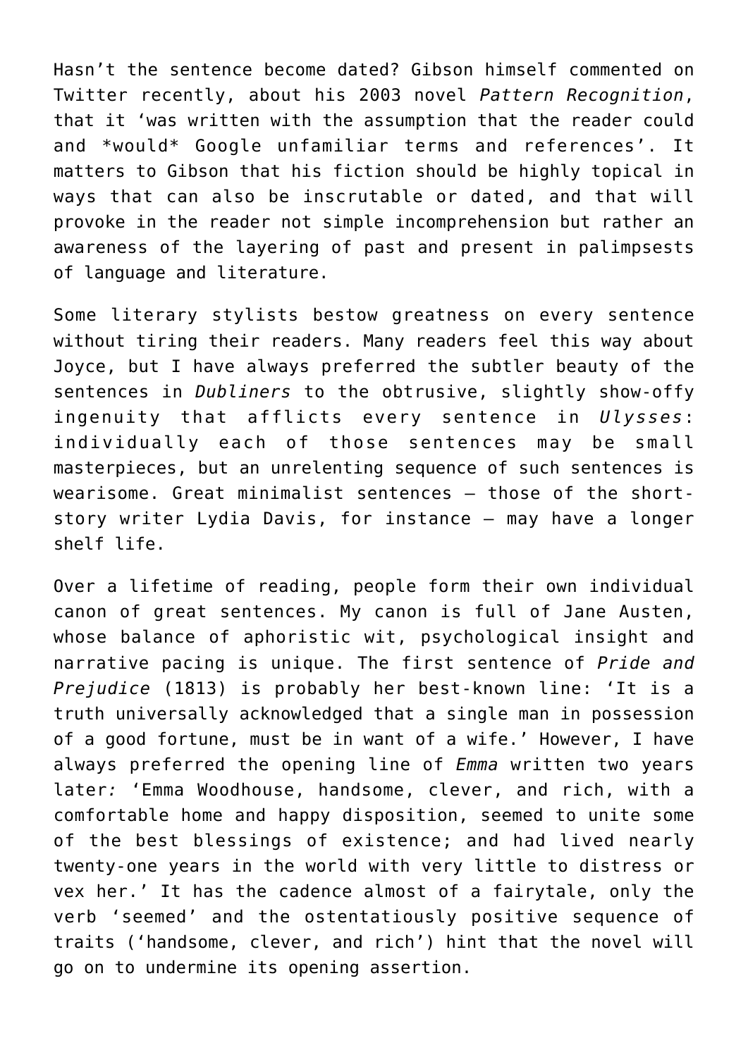Hasn't the sentence become dated? Gibson himself commented on Twitter recently, about his 2003 novel *Pattern Recognition*, that it 'was written with the assumption that the reader could and *would* Google unfamiliar terms and references'. It matters to Gibson that his fiction should be highly topical in ways that can also be inscrutable or dated, and that will provoke in the reader not simple incomprehension but rather an awareness of the layering of past and present in palimpsests of language and literature.

Some literary stylists bestow greatness on every sentence without tiring their readers. Many readers feel this way about Joyce, but I have always preferred the subtler beauty of the sentences in *Dubliners* to the obtrusive, slightly show-offy ingenuity that afflicts every sentence in *Ulysses*: individually each of those sentences may be small masterpieces, but an unrelenting sequence of such sentences is wearisome. Great minimalist sentences – those of the short-story writer Lydia Davis, for instance – may have a longer shelf life.

Over a lifetime of reading, people form their own individual canon of great sentences. My canon is full of Jane Austen, whose balance of aphoristic wit, psychological insight and narrative pacing is unique. The first sentence of *Pride and Prejudice* (1813) is probably her best-known line: 'It is a truth universally acknowledged that a single man in possession of a good fortune, must be in want of a wife.' However, I have always preferred the opening line of *Emma* written two years later*:* 'Emma Woodhouse, handsome, clever, and rich, with a comfortable home and happy disposition, seemed to unite some of the best blessings of existence; and had lived nearly twenty-one years in the world with very little to distress or vex her.' It has the cadence almost of a fairytale, only the verb 'seemed' and the ostentatiously positive sequence of traits ('handsome, clever, and rich') hint that the novel will go on to undermine its opening assertion.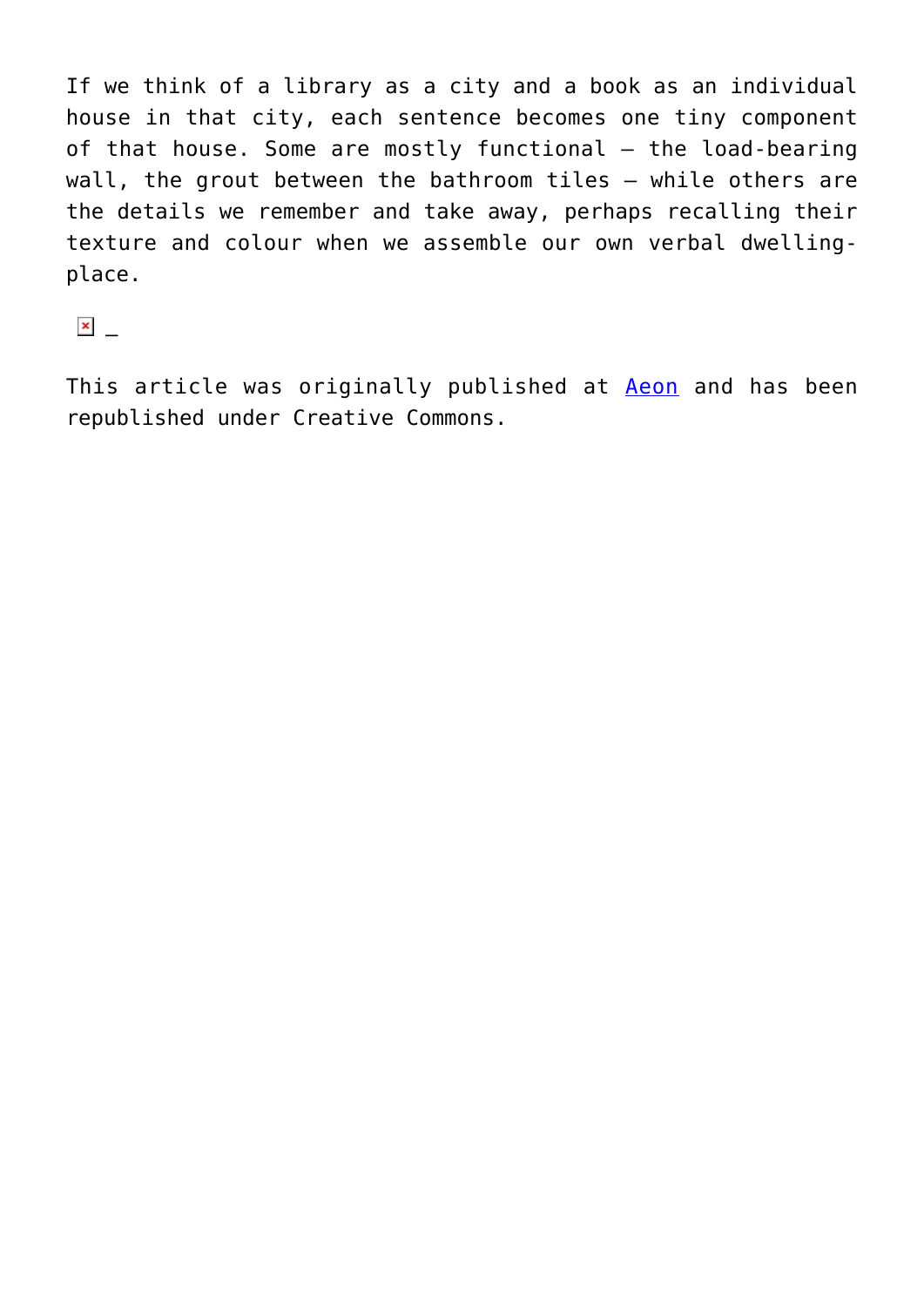If we think of a library as a city and a book as an individual house in that city, each sentence becomes one tiny component of that house. Some are mostly functional – the load-bearing wall, the grout between the bathroom tiles – while others are the details we remember and take away, perhaps recalling their texture and colour when we assemble our own verbal dwelling-place.

_

This article was originally published at [Aeon](https://aeon.co) and has been republished under Creative Commons.